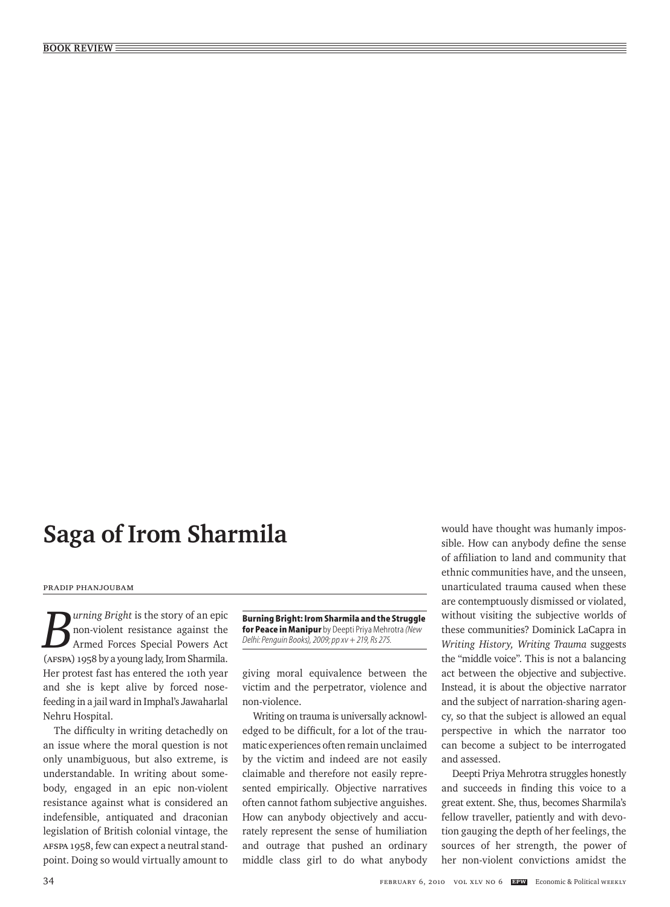# Saga of Irom Sharmila

PRADIP PHANJOUBAM

**Burning Bright: Irom Sharmila and the Struggle for Peace in Manipur** by Deepti Priya Mehrotra *(New Delhi: Penguin Books), 2009; pp xv + 219, Rs 275.*

*Burning Bright* is the story of an epic non-violent resistance against the Armed Forces Special Powers Act (AFSPA) 1958 by a young lady, Irom Sharmila. Her protest fast has entered the 10th year and she is kept alive by forced nose-feeding in a jail ward in Imphal's Jawaharlal Nehru Hospital.

The difficulty in writing detachedly on an issue where the moral question is not only unambiguous, but also extreme, is understandable. In writing about somebody, engaged in an epic non-violent resistance against what is considered an indefensible, antiquated and draconian legislation of British colonial vintage, the AFSPA 1958, few can expect a neutral standpoint. Doing so would virtually amount to giving moral equivalence between the victim and the perpetrator, violence and non-violence.

Writing on trauma is universally acknowledged to be difficult, for a lot of the traumatic experiences often remain unclaimed by the victim and indeed are not easily claimable and therefore not easily represented empirically. Objective narratives often cannot fathom subjective anguishes. How can anybody objectively and accurately represent the sense of humiliation and outrage that pushed an ordinary middle class girl to do what anybody would have thought was humanly impossible. How can anybody define the sense of affiliation to land and community that ethnic communities have, and the unseen, unarticulated trauma caused when these are contemptuously dismissed or violated, without visiting the subjective worlds of these communities? Dominick LaCapra in *Writing History, Writing Trauma* suggests the "middle voice". This is not a balancing act between the objective and subjective. Instead, it is about the objective narrator and the subject of narration-sharing agency, so that the subject is allowed an equal perspective in which the narrator too can become a subject to be interrogated and assessed.

Deepti Priya Mehrotra struggles honestly and succeeds in finding this voice to a great extent. She, thus, becomes Sharmila's fellow traveller, patiently and with devotion gauging the depth of her feelings, the sources of her strength, the power of her non-violent convictions amidst the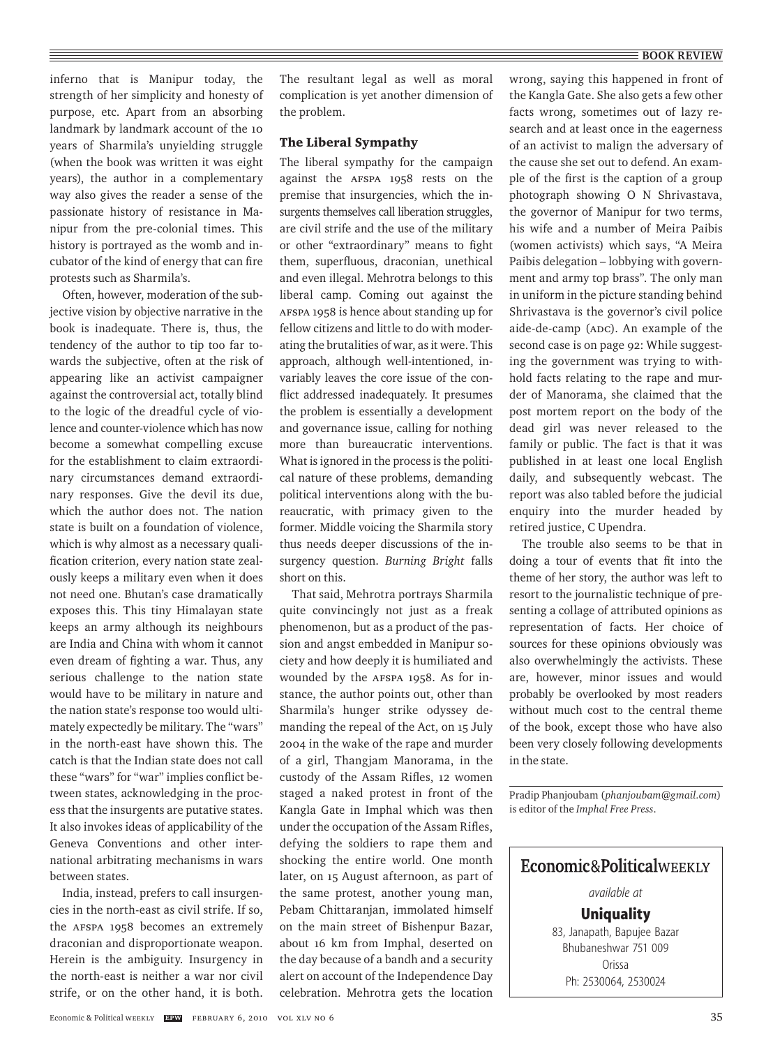inferno that is Manipur today, the strength of her simplicity and honesty of purpose, etc. Apart from an absorbing landmark by landmark account of the 10 years of Sharmila's unyielding struggle (when the book was written it was eight years), the author in a complementary way also gives the reader a sense of the passionate history of resistance in Manipur from the pre-colonial times. This history is portrayed as the womb and incubator of the kind of energy that can fire protests such as Sharmila's.

Often, however, moderation of the subjective vision by objective narrative in the book is inadequate. There is, thus, the tendency of the author to tip too far towards the subjective, often at the risk of appearing like an activist campaigner against the controversial act, totally blind to the logic of the dreadful cycle of violence and counter-violence which has now become a somewhat compelling excuse for the establishment to claim extraordinary circumstances demand extraordinary responses. Give the devil its due, which the author does not. The nation state is built on a foundation of violence, which is why almost as a necessary qualification criterion, every nation state zealously keeps a military even when it does not need one. Bhutan's case dramatically exposes this. This tiny Himalayan state keeps an army although its neighbours are India and China with whom it cannot even dream of fighting a war. Thus, any serious challenge to the nation state would have to be military in nature and the nation state's response too would ultimately expectedly be military. The "wars" in the north-east have shown this. The catch is that the Indian state does not call these "wars" for "war" implies conflict between states, acknowledging in the process that the insurgents are putative states. It also invokes ideas of applicability of the Geneva Conventions and other international arbitrating mechanisms in wars between states.

India, instead, prefers to call insurgencies in the north-east as civil strife. If so, the AFSPA 1958 becomes an extremely draconian and disproportionate weapon. Herein is the ambiguity. Insurgency in the north-east is neither a war nor civil strife, or on the other hand, it is both. The resultant legal as well as moral complication is yet another dimension of the problem.

## The Liberal Sympathy

The liberal sympathy for the campaign against the AFSPA 1958 rests on the premise that insurgencies, which the insurgents themselves call liberation struggles, are civil strife and the use of the military or other "extraordinary" means to fight them, superfluous, draconian, unethical and even illegal. Mehrotra belongs to this liberal camp. Coming out against the AFSPA 1958 is hence about standing up for fellow citizens and little to do with moderating the brutalities of war, as it were. This approach, although well-intentioned, invariably leaves the core issue of the conflict addressed inadequately. It presumes the problem is essentially a development and governance issue, calling for nothing more than bureaucratic interventions. What is ignored in the process is the political nature of these problems, demanding political interventions along with the bureaucratic, with primacy given to the former. Middle voicing the Sharmila story thus needs deeper discussions of the insurgency question. *Burning Bright* falls short on this.

That said, Mehrotra portrays Sharmila quite convincingly not just as a freak phenomenon, but as a product of the passion and angst embedded in Manipur society and how deeply it is humiliated and wounded by the AFSPA 1958. As for instance, the author points out, other than Sharmila's hunger strike odyssey demanding the repeal of the Act, on 15 July 2004 in the wake of the rape and murder of a girl, Thangjam Manorama, in the custody of the Assam Rifles, 12 women staged a naked protest in front of the Kangla Gate in Imphal which was then under the occupation of the Assam Rifles, defying the soldiers to rape them and shocking the entire world. One month later, on 15 August afternoon, as part of the same protest, another young man, Pebam Chittaranjan, immolated himself on the main street of Bishenpur Bazar, about 16 km from Imphal, deserted on the day because of a bandh and a security alert on account of the Independence Day celebration. Mehrotra gets the location wrong, saying this happened in front of the Kangla Gate. She also gets a few other facts wrong, sometimes out of lazy research and at least once in the eagerness of an activist to malign the adversary of the cause she set out to defend. An example of the first is the caption of a group photograph showing O N Shrivastava, the governor of Manipur for two terms, his wife and a number of Meira Paibis (women activists) which says, "A Meira Paibis delegation – lobbying with government and army top brass". The only man in uniform in the picture standing behind Shrivastava is the governor's civil police aide-de-camp (ADC). An example of the second case is on page 92: While suggesting the government was trying to withhold facts relating to the rape and murder of Manorama, she claimed that the post mortem report on the body of the dead girl was never released to the family or public. The fact is that it was published in at least one local English daily, and subsequently webcast. The report was also tabled before the judicial enquiry into the murder headed by retired justice, C Upendra.

The trouble also seems to be that in doing a tour of events that fit into the theme of her story, the author was left to resort to the journalistic technique of presenting a collage of attributed opinions as representation of facts. Her choice of sources for these opinions obviously was also overwhelmingly the activists. These are, however, minor issues and would probably be overlooked by most readers without much cost to the central theme of the book, except those who have also been very closely following developments in the state.

Pradip Phanjoubam (*phanjoubam@gmail.com*) is editor of the *Imphal Free Press*.

**Economic&PoliticalWEEKLY**

*available at*

**Uniquality**

83, Janapath, Bapujee Bazar
Bhubaneshwar 751 009
Orissa
Ph: 2530064, 2530024